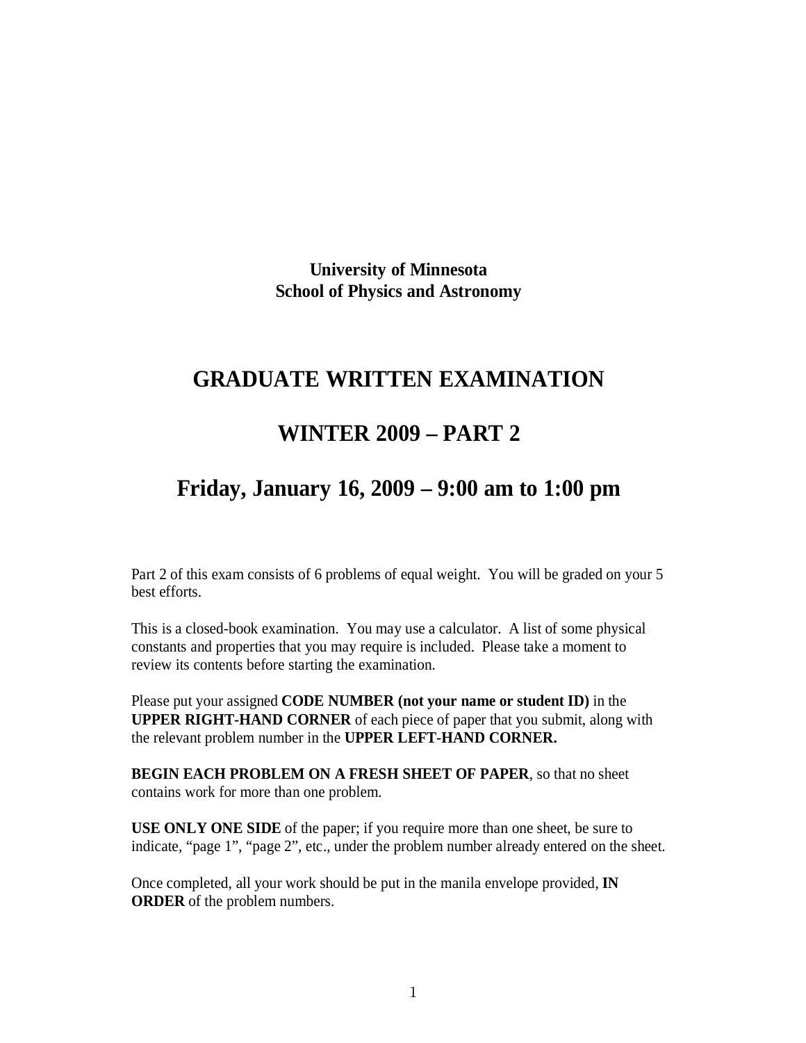**University of Minnesota**
**School of Physics and Astronomy**

# GRADUATE WRITTEN EXAMINATION

# WINTER 2009 – PART 2

# Friday, January 16, 2009 – 9:00 am to 1:00 pm

Part 2 of this exam consists of 6 problems of equal weight. You will be graded on your 5 best efforts.

This is a closed-book examination. You may use a calculator. A list of some physical constants and properties that you may require is included. Please take a moment to review its contents before starting the examination.

Please put your assigned **CODE NUMBER (not your name or student ID)** in the **UPPER RIGHT-HAND CORNER** of each piece of paper that you submit, along with the relevant problem number in the **UPPER LEFT-HAND CORNER.**

**BEGIN EACH PROBLEM ON A FRESH SHEET OF PAPER**, so that no sheet contains work for more than one problem.

**USE ONLY ONE SIDE** of the paper; if you require more than one sheet, be sure to indicate, "page 1", "page 2", etc., under the problem number already entered on the sheet.

Once completed, all your work should be put in the manila envelope provided, **IN ORDER** of the problem numbers.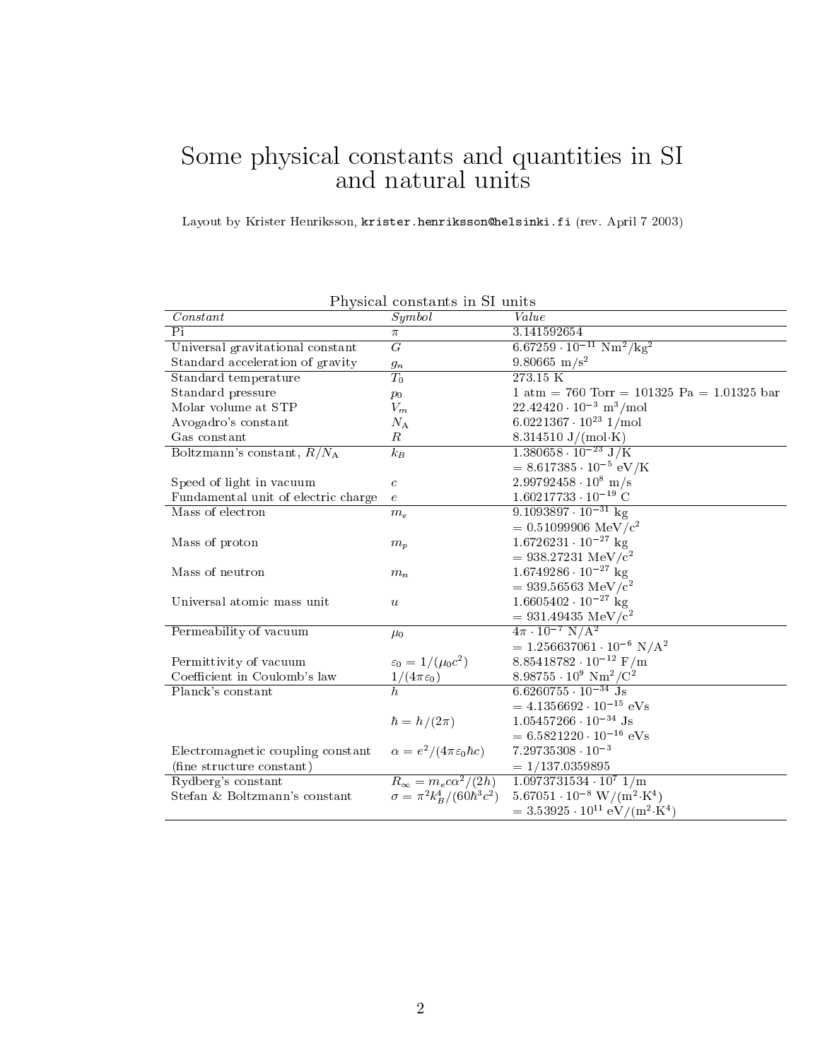# Some physical constants and quantities in SI and natural units

Layout by Krister Henriksson, `krister.henriksson@helsinki.fi` (rev. April 7 2003)

Physical constants in SI units

| *Constant* | *Symbol* | *Value* |
|---|---|---|
| Pi | $\pi$ | 3.141592654 |
| Universal gravitational constant | $G$ | $6.67259 \cdot 10^{-11}$ Nm$^2$/kg$^2$ |
| Standard acceleration of gravity | $g_n$ | 9.80665 m/s$^2$ |
| Standard temperature | $T_0$ | 273.15 K |
| Standard pressure | $p_0$ | 1 atm = 760 Torr = 101325 Pa = 1.01325 bar |
| Molar volume at STP | $V_m$ | $22.42420 \cdot 10^{-3}$ m$^3$/mol |
| Avogadro's constant | $N_{\mathrm{A}}$ | $6.0221367 \cdot 10^{23}$ 1/mol |
| Gas constant | $R$ | 8.314510 J/(mol·K) |
| Boltzmann's constant, $R/N_{\mathrm{A}}$ | $k_B$ | $1.380658 \cdot 10^{-23}$ J/K |
| | | $= 8.617385 \cdot 10^{-5}$ eV/K |
| Speed of light in vacuum | $c$ | $2.99792458 \cdot 10^{8}$ m/s |
| Fundamental unit of electric charge | $e$ | $1.60217733 \cdot 10^{-19}$ C |
| Mass of electron | $m_e$ | $9.1093897 \cdot 10^{-31}$ kg |
| | | = 0.51099906 MeV/c$^2$ |
| Mass of proton | $m_p$ | $1.6726231 \cdot 10^{-27}$ kg |
| | | = 938.27231 MeV/c$^2$ |
| Mass of neutron | $m_n$ | $1.6749286 \cdot 10^{-27}$ kg |
| | | = 939.56563 MeV/c$^2$ |
| Universal atomic mass unit | $u$ | $1.6605402 \cdot 10^{-27}$ kg |
| | | = 931.49435 MeV/c$^2$ |
| Permeability of vacuum | $\mu_0$ | $4\pi \cdot 10^{-7}$ N/A$^2$ |
| | | $= 1.256637061 \cdot 10^{-6}$ N/A$^2$ |
| Permittivity of vacuum | $\varepsilon_0 = 1/(\mu_0 c^2)$ | $8.85418782 \cdot 10^{-12}$ F/m |
| Coefficient in Coulomb's law | $1/(4\pi\varepsilon_0)$ | $8.98755 \cdot 10^{9}$ Nm$^2$/C$^2$ |
| Planck's constant | $h$ | $6.6260755 \cdot 10^{-34}$ Js |
| | | $= 4.1356692 \cdot 10^{-15}$ eVs |
| | $\hbar = h/(2\pi)$ | $1.05457266 \cdot 10^{-34}$ Js |
| | | $= 6.5821220 \cdot 10^{-16}$ eVs |
| Electromagnetic coupling constant | $\alpha = e^2/(4\pi\varepsilon_0 \hbar c)$ | $7.29735308 \cdot 10^{-3}$ |
| (fine structure constant) | | = 1/137.0359895 |
| Rydberg's constant | $R_\infty = m_e c \alpha^2/(2h)$ | $1.0973731534 \cdot 10^{7}$ 1/m |
| Stefan & Boltzmann's constant | $\sigma = \pi^2 k_B^4/(60\hbar^3 c^2)$ | $5.67051 \cdot 10^{-8}$ W/(m$^2$·K$^4$) |
| | | $= 3.53925 \cdot 10^{11}$ eV/(m$^2$·K$^4$) |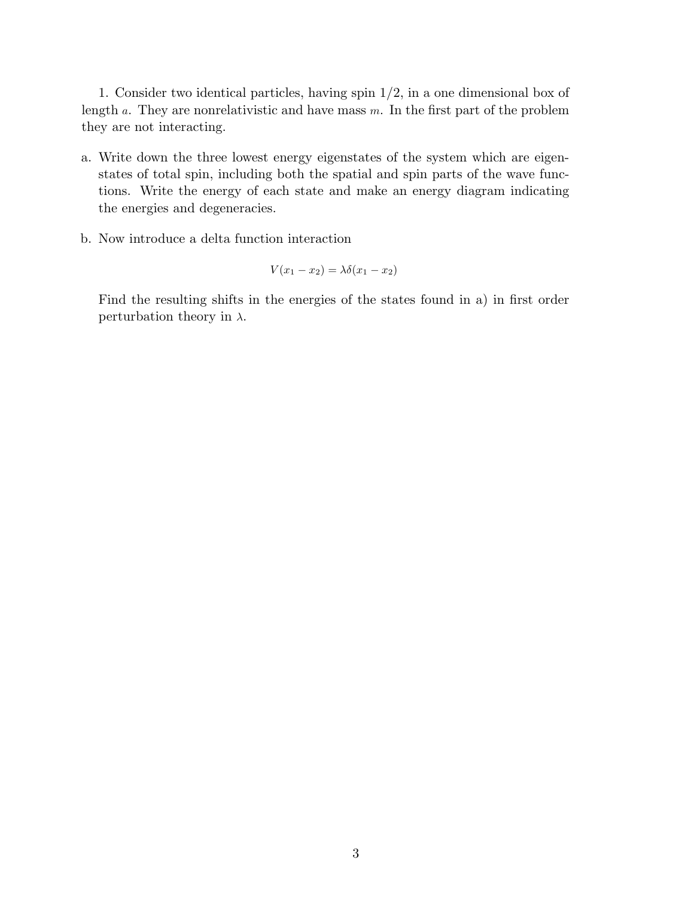1. Consider two identical particles, having spin 1/2, in a one dimensional box of length $a$. They are nonrelativistic and have mass $m$. In the first part of the problem they are not interacting.

a. Write down the three lowest energy eigenstates of the system which are eigenstates of total spin, including both the spatial and spin parts of the wave functions. Write the energy of each state and make an energy diagram indicating the energies and degeneracies.

b. Now introduce a delta function interaction

$$V(x_1 - x_2) = \lambda \delta(x_1 - x_2)$$

Find the resulting shifts in the energies of the states found in a) in first order perturbation theory in $\lambda$.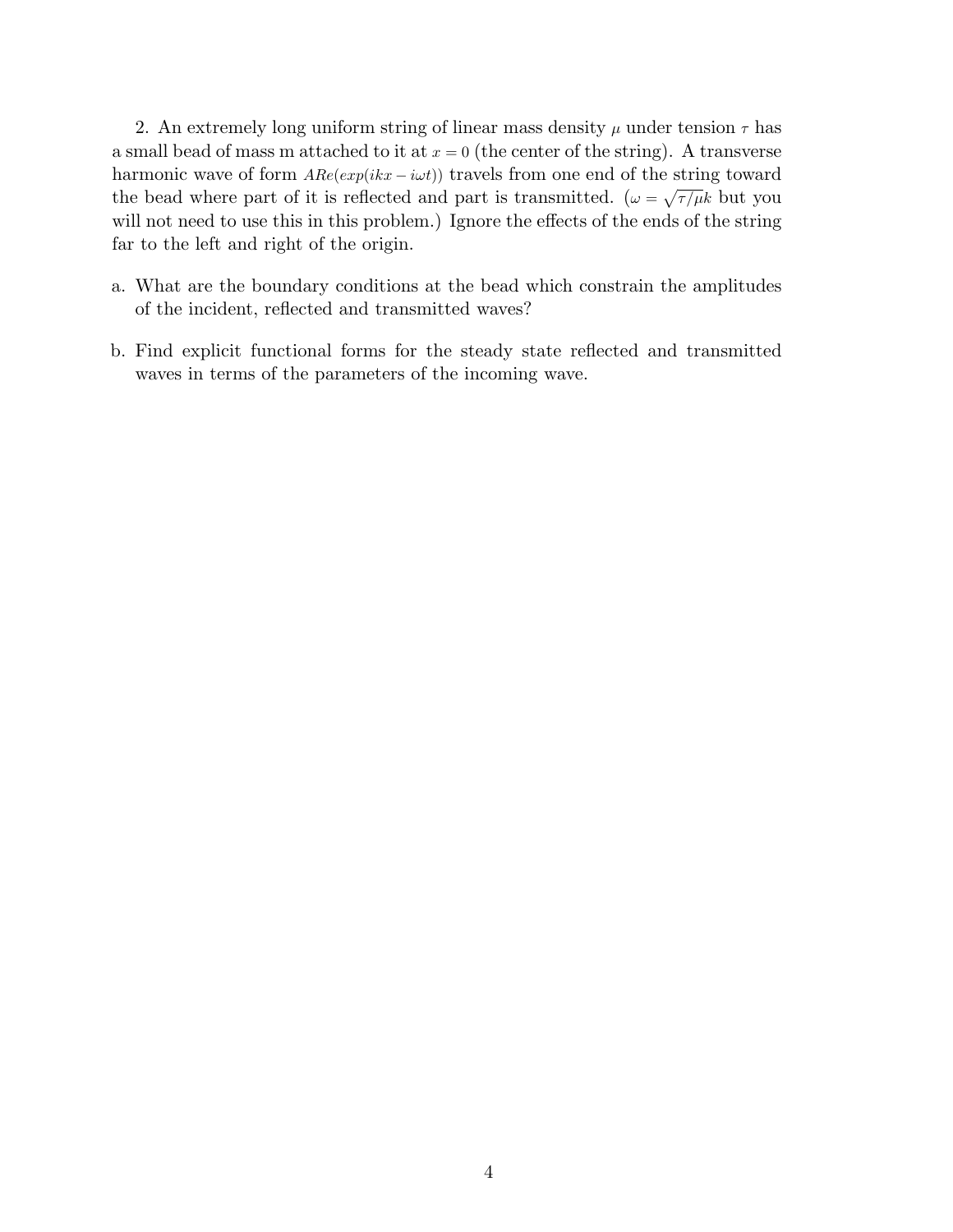2. An extremely long uniform string of linear mass density $\mu$ under tension $\tau$ has a small bead of mass m attached to it at $x = 0$ (the center of the string). A transverse harmonic wave of form $ARe(exp(ikx - i\omega t))$ travels from one end of the string toward the bead where part of it is reflected and part is transmitted. ($\omega = \sqrt{\tau/\mu}k$ but you will not need to use this in this problem.) Ignore the effects of the ends of the string far to the left and right of the origin.

a. What are the boundary conditions at the bead which constrain the amplitudes of the incident, reflected and transmitted waves?

b. Find explicit functional forms for the steady state reflected and transmitted waves in terms of the parameters of the incoming wave.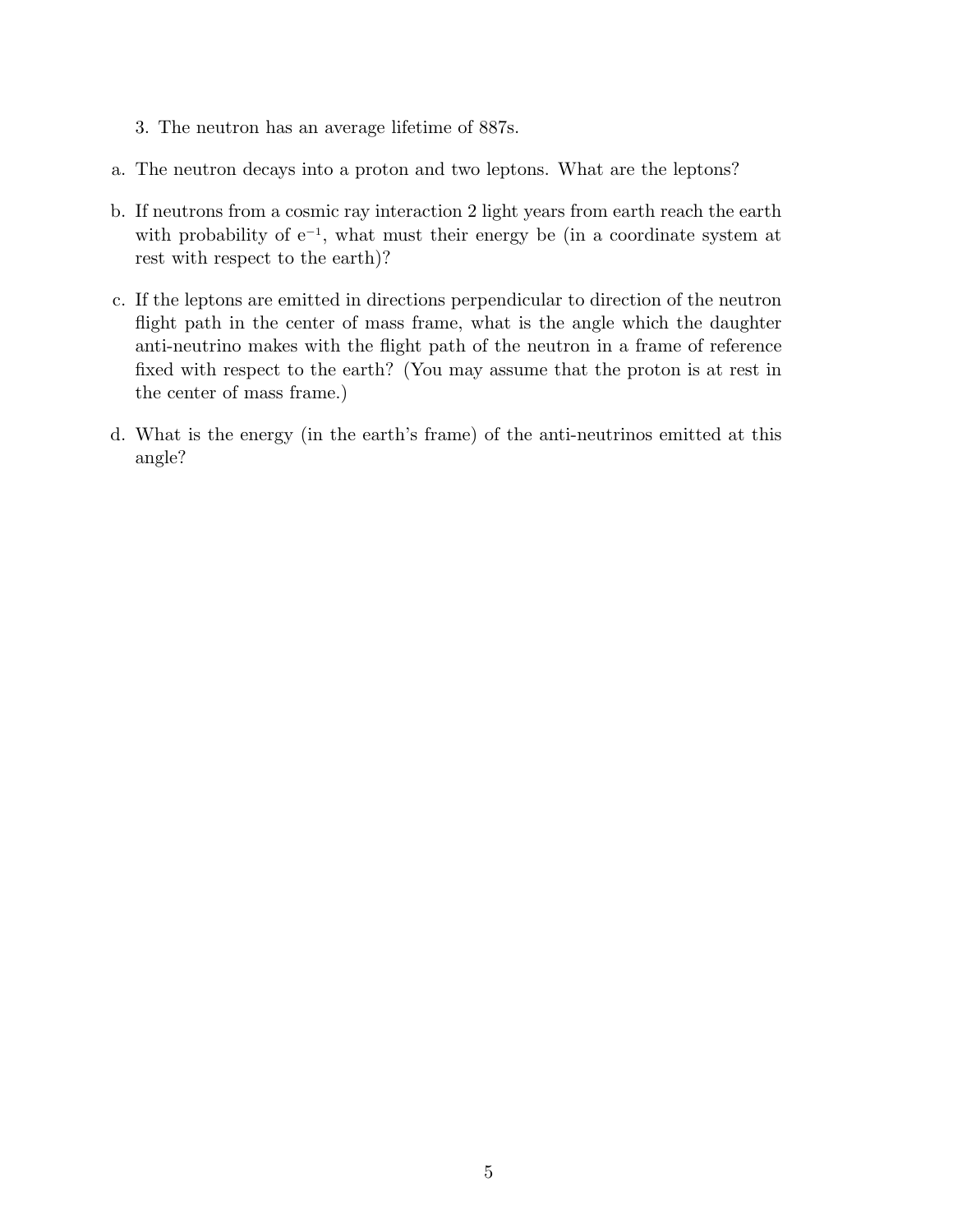3. The neutron has an average lifetime of 887s.

a. The neutron decays into a proton and two leptons. What are the leptons?

b. If neutrons from a cosmic ray interaction 2 light years from earth reach the earth with probability of $e^{-1}$, what must their energy be (in a coordinate system at rest with respect to the earth)?

c. If the leptons are emitted in directions perpendicular to direction of the neutron flight path in the center of mass frame, what is the angle which the daughter anti-neutrino makes with the flight path of the neutron in a frame of reference fixed with respect to the earth? (You may assume that the proton is at rest in the center of mass frame.)

d. What is the energy (in the earth's frame) of the anti-neutrinos emitted at this angle?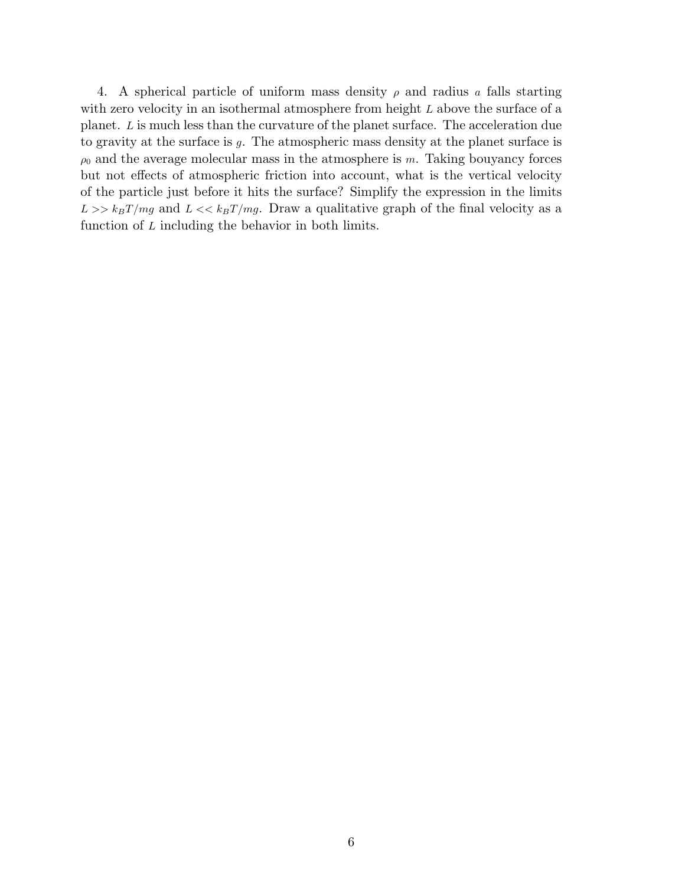4. A spherical particle of uniform mass density $\rho$ and radius $a$ falls starting with zero velocity in an isothermal atmosphere from height $L$ above the surface of a planet. $L$ is much less than the curvature of the planet surface. The acceleration due to gravity at the surface is $g$. The atmospheric mass density at the planet surface is $\rho_0$ and the average molecular mass in the atmosphere is $m$. Taking bouyancy forces but not effects of atmospheric friction into account, what is the vertical velocity of the particle just before it hits the surface? Simplify the expression in the limits $L >> k_B T/mg$ and $L << k_B T/mg$. Draw a qualitative graph of the final velocity as a function of $L$ including the behavior in both limits.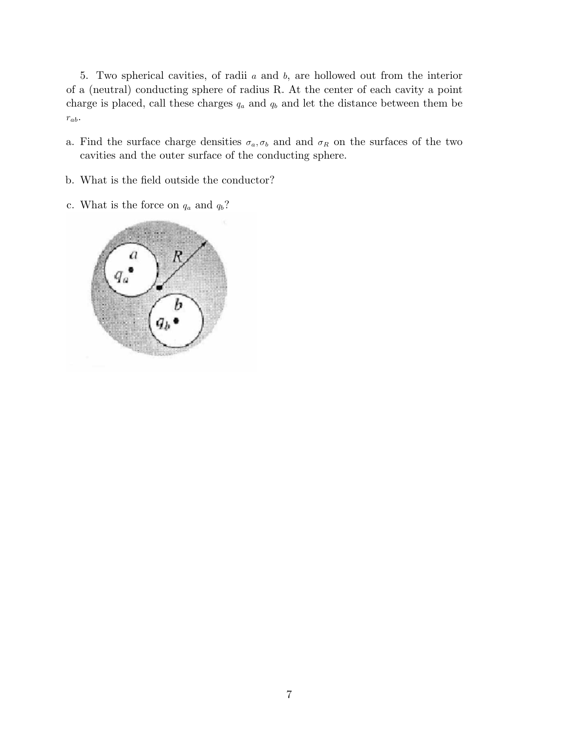5. Two spherical cavities, of radii $a$ and $b$, are hollowed out from the interior of a (neutral) conducting sphere of radius R. At the center of each cavity a point charge is placed, call these charges $q_a$ and $q_b$ and let the distance between them be $r_{ab}$.

a. Find the surface charge densities $\sigma_a, \sigma_b$ and and $\sigma_R$ on the surfaces of the two cavities and the outer surface of the conducting sphere.

b. What is the field outside the conductor?

c. What is the force on $q_a$ and $q_b$?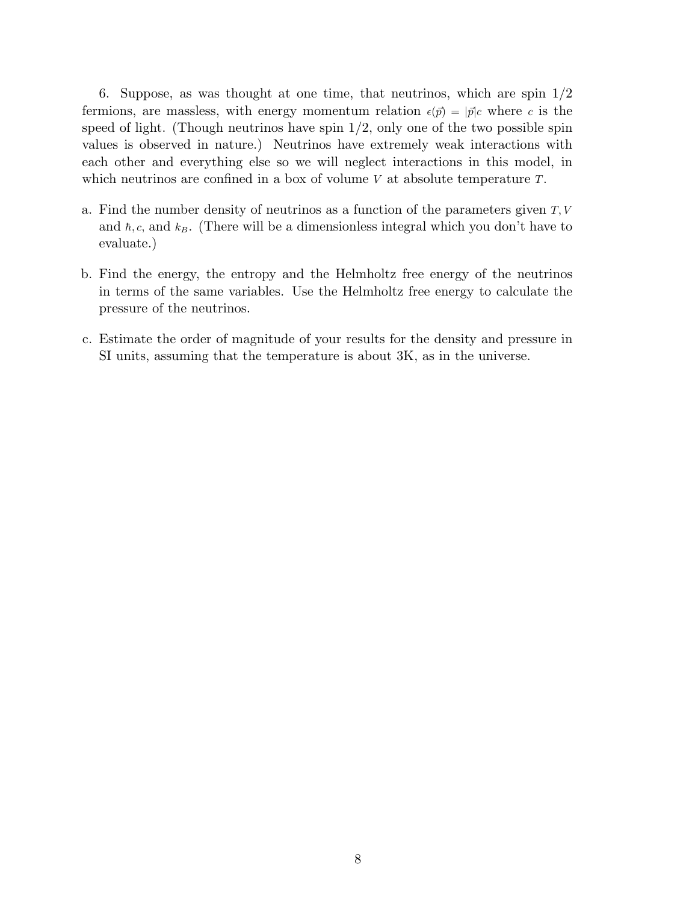6. Suppose, as was thought at one time, that neutrinos, which are spin 1/2 fermions, are massless, with energy momentum relation $\epsilon(\vec{p}) = |\vec{p}|c$ where $c$ is the speed of light. (Though neutrinos have spin 1/2, only one of the two possible spin values is observed in nature.) Neutrinos have extremely weak interactions with each other and everything else so we will neglect interactions in this model, in which neutrinos are confined in a box of volume $V$ at absolute temperature $T$.

a. Find the number density of neutrinos as a function of the parameters given $T, V$ and $\hbar, c$, and $k_B$. (There will be a dimensionless integral which you don't have to evaluate.)

b. Find the energy, the entropy and the Helmholtz free energy of the neutrinos in terms of the same variables. Use the Helmholtz free energy to calculate the pressure of the neutrinos.

c. Estimate the order of magnitude of your results for the density and pressure in SI units, assuming that the temperature is about 3K, as in the universe.